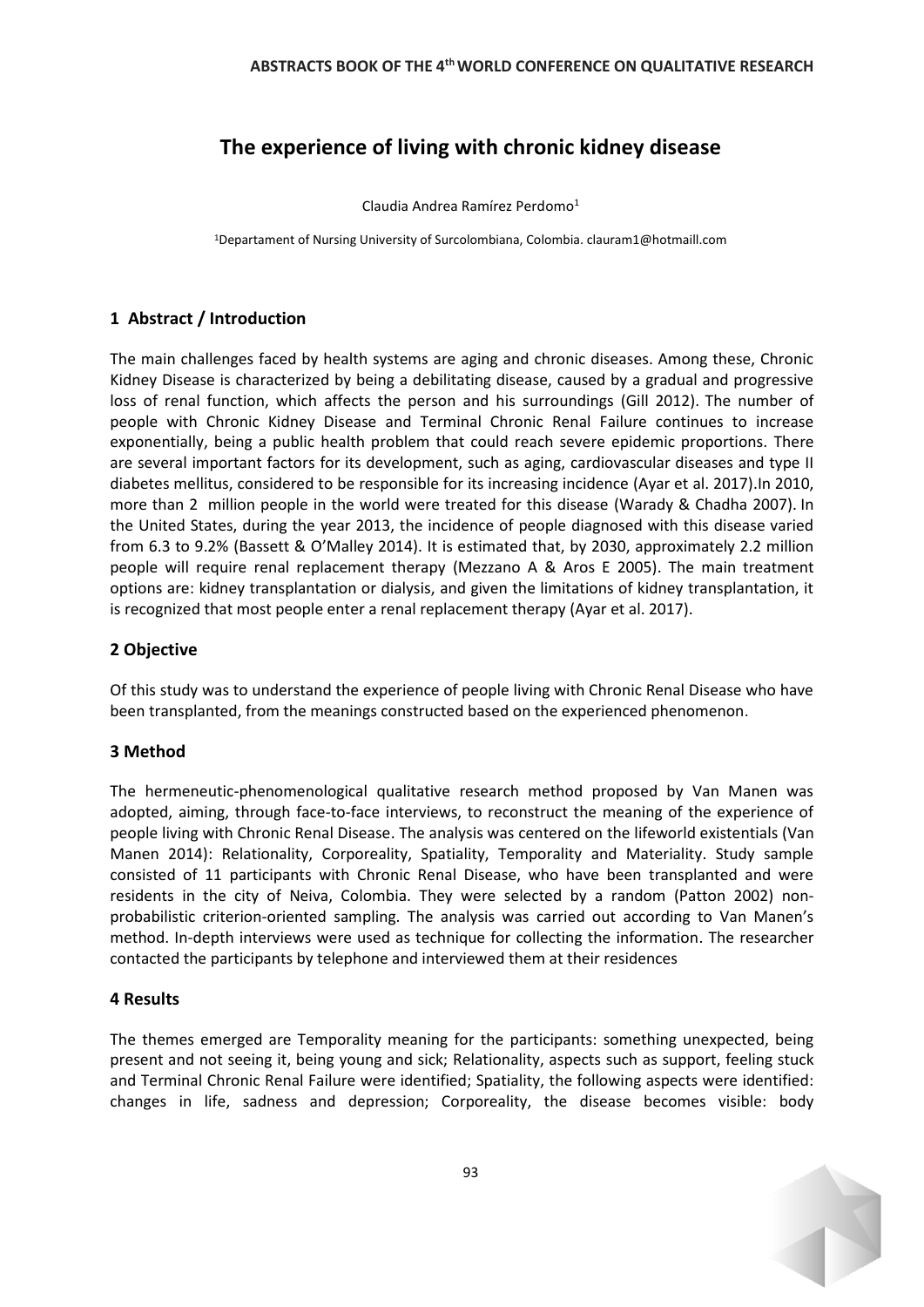# The experience of living with chronic kidney disease

Claudia Andrea Ramírez Perdomo[1]

[1]Departament of Nursing University of Surcolombiana, Colombia. clauram1@hotmaill.com

## 1 Abstract / Introduction

The main challenges faced by health systems are aging and chronic diseases. Among these, Chronic Kidney Disease is characterized by being a debilitating disease, caused by a gradual and progressive loss of renal function, which affects the person and his surroundings (Gill 2012). The number of people with Chronic Kidney Disease and Terminal Chronic Renal Failure continues to increase exponentially, being a public health problem that could reach severe epidemic proportions. There are several important factors for its development, such as aging, cardiovascular diseases and type II diabetes mellitus, considered to be responsible for its increasing incidence (Ayar et al. 2017).In 2010, more than 2 million people in the world were treated for this disease (Warady & Chadha 2007). In the United States, during the year 2013, the incidence of people diagnosed with this disease varied from 6.3 to 9.2% (Bassett & O'Malley 2014). It is estimated that, by 2030, approximately 2.2 million people will require renal replacement therapy (Mezzano A & Aros E 2005). The main treatment options are: kidney transplantation or dialysis, and given the limitations of kidney transplantation, it is recognized that most people enter a renal replacement therapy (Ayar et al. 2017).

## 2 Objective

Of this study was to understand the experience of people living with Chronic Renal Disease who have been transplanted, from the meanings constructed based on the experienced phenomenon.

## 3 Method

The hermeneutic-phenomenological qualitative research method proposed by Van Manen was adopted, aiming, through face-to-face interviews, to reconstruct the meaning of the experience of people living with Chronic Renal Disease. The analysis was centered on the lifeworld existentials (Van Manen 2014): Relationality, Corporeality, Spatiality, Temporality and Materiality. Study sample consisted of 11 participants with Chronic Renal Disease, who have been transplanted and were residents in the city of Neiva, Colombia. They were selected by a random (Patton 2002) non-probabilistic criterion-oriented sampling. The analysis was carried out according to Van Manen's method. In-depth interviews were used as technique for collecting the information. The researcher contacted the participants by telephone and interviewed them at their residences

## 4 Results

The themes emerged are Temporality meaning for the participants: something unexpected, being present and not seeing it, being young and sick; Relationality, aspects such as support, feeling stuck and Terminal Chronic Renal Failure were identified; Spatiality, the following aspects were identified: changes in life, sadness and depression; Corporeality, the disease becomes visible: body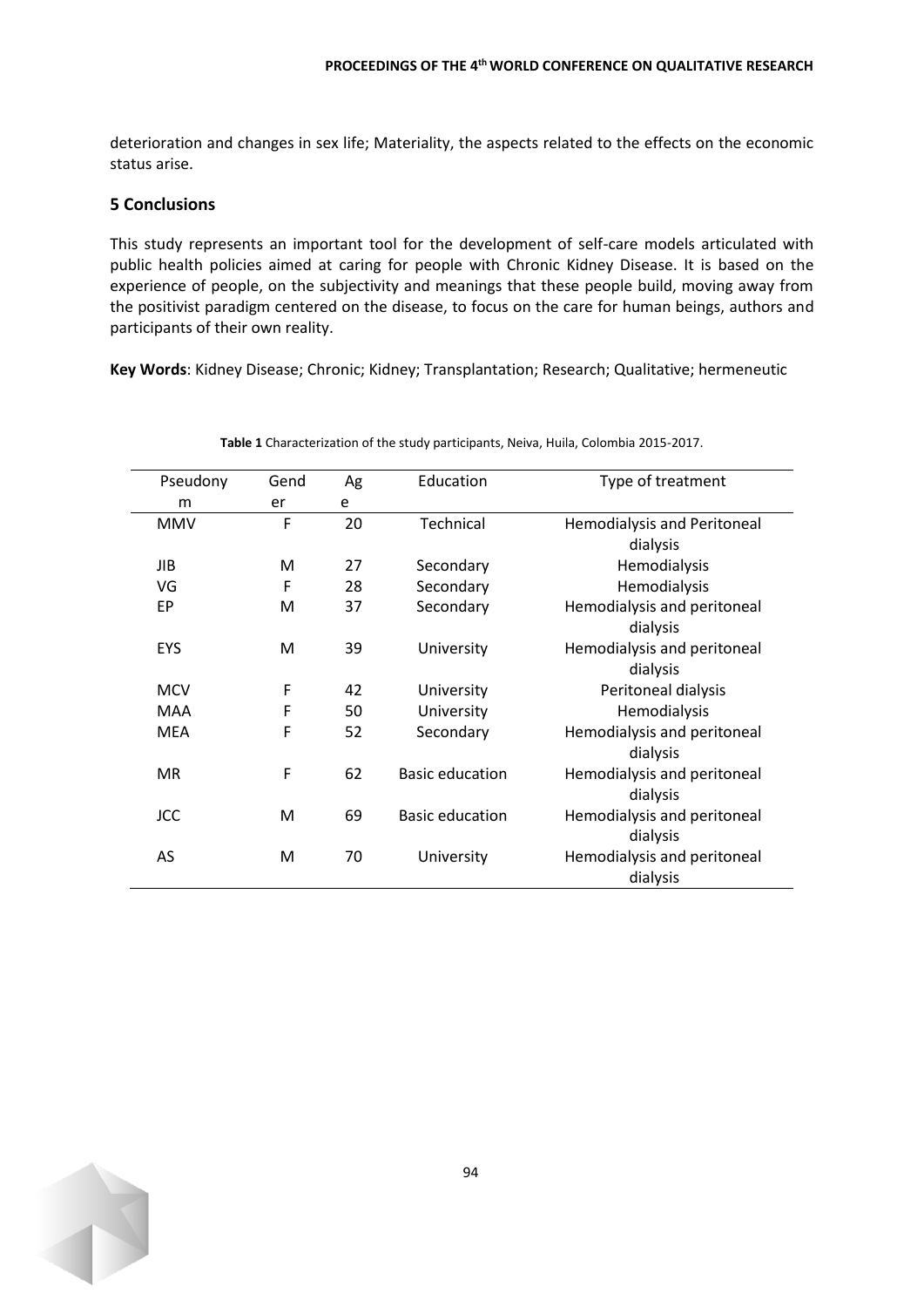deterioration and changes in sex life; Materiality, the aspects related to the effects on the economic status arise.

## 5 Conclusions

This study represents an important tool for the development of self-care models articulated with public health policies aimed at caring for people with Chronic Kidney Disease. It is based on the experience of people, on the subjectivity and meanings that these people build, moving away from the positivist paradigm centered on the disease, to focus on the care for human beings, authors and participants of their own reality.

**Key Words**: Kidney Disease; Chronic; Kidney; Transplantation; Research; Qualitative; hermeneutic

**Table 1** Characterization of the study participants, Neiva, Huila, Colombia 2015-2017.

| Pseudonym | Gender | Age | Education | Type of treatment |
|---|---|---|---|---|
| MMV | F | 20 | Technical | Hemodialysis and Peritoneal dialysis |
| JIB | M | 27 | Secondary | Hemodialysis |
| VG | F | 28 | Secondary | Hemodialysis |
| EP | M | 37 | Secondary | Hemodialysis and peritoneal dialysis |
| EYS | M | 39 | University | Hemodialysis and peritoneal dialysis |
| MCV | F | 42 | University | Peritoneal dialysis |
| MAA | F | 50 | University | Hemodialysis |
| MEA | F | 52 | Secondary | Hemodialysis and peritoneal dialysis |
| MR | F | 62 | Basic education | Hemodialysis and peritoneal dialysis |
| JCC | M | 69 | Basic education | Hemodialysis and peritoneal dialysis |
| AS | M | 70 | University | Hemodialysis and peritoneal dialysis |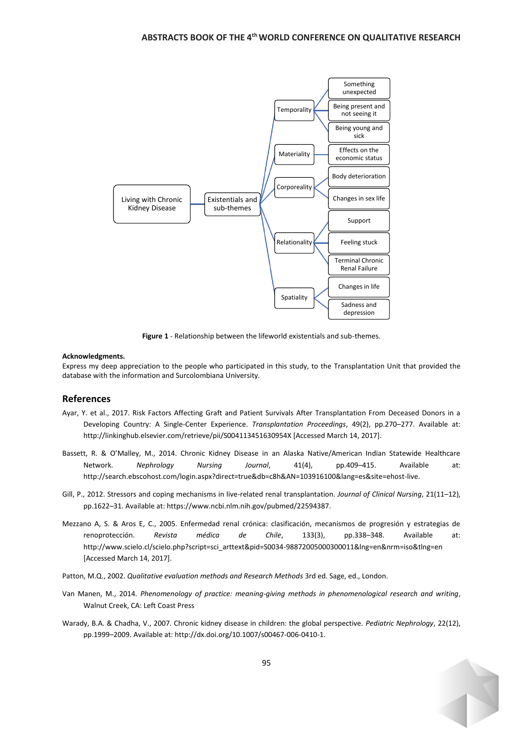Living with Chronic Kidney Disease

Existentials and sub-themes

Temporality

Something unexpected

Being present and not seeing it

Being young and sick

Materiality

Effects on the economic status

Corporeality

Body deterioration

Changes in sex life

Relationality

Support

Feeling stuck

Terminal Chronic Renal Failure

Spatiality

Changes in life

Sadness and depression

**Figure 1** - Relationship between the lifeworld existentials and sub-themes.

**Acknowledgments.**

Express my deep appreciation to the people who participated in this study, to the Transplantation Unit that provided the database with the information and Surcolombiana University.

## References

Ayar, Y. et al., 2017. Risk Factors Affecting Graft and Patient Survivals After Transplantation From Deceased Donors in a Developing Country: A Single-Center Experience. *Transplantation Proceedings*, 49(2), pp.270–277. Available at: http://linkinghub.elsevier.com/retrieve/pii/S004113451630954X [Accessed March 14, 2017].

Bassett, R. & O'Malley, M., 2014. Chronic Kidney Disease in an Alaska Native/American Indian Statewide Healthcare Network. *Nephrology Nursing Journal*, 41(4), pp.409–415. Available at: http://search.ebscohost.com/login.aspx?direct=true&db=c8h&AN=103916100&lang=es&site=ehost-live.

Gill, P., 2012. Stressors and coping mechanisms in live-related renal transplantation. *Journal of Clinical Nursing*, 21(11–12), pp.1622–31. Available at: https://www.ncbi.nlm.nih.gov/pubmed/22594387.

Mezzano A, S. & Aros E, C., 2005. Enfermedad renal crónica: clasificación, mecanismos de progresión y estrategias de renoprotección. *Revista médica de Chile*, 133(3), pp.338–348. Available at: http://www.scielo.cl/scielo.php?script=sci_arttext&pid=S0034-98872005000300011&lng=en&nrm=iso&tlng=en [Accessed March 14, 2017].

Patton, M.Q., 2002. *Qualitative evaluation methods and Research Methods* 3rd ed. Sage, ed., London.

Van Manen, M., 2014. *Phenomenology of practice: meaning-giving methods in phenomenological research and writing*, Walnut Creek, CA: Left Coast Press

Warady, B.A. & Chadha, V., 2007. Chronic kidney disease in children: the global perspective. *Pediatric Nephrology*, 22(12), pp.1999–2009. Available at: http://dx.doi.org/10.1007/s00467-006-0410-1.